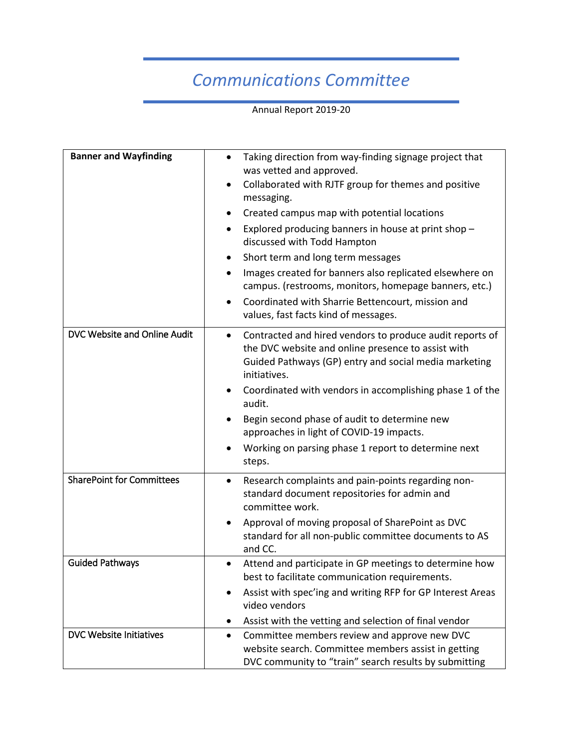# *Communications Committee*

Annual Report 2019-20

| **Banner and Wayfinding** | • Taking direction from way-finding signage project that was vetted and approved.<br>• Collaborated with RJTF group for themes and positive messaging.<br>• Created campus map with potential locations<br>• Explored producing banners in house at print shop – discussed with Todd Hampton<br>• Short term and long term messages<br>• Images created for banners also replicated elsewhere on campus. (restrooms, monitors, homepage banners, etc.)<br>• Coordinated with Sharrie Bettencourt, mission and values, fast facts kind of messages. |
|---|---|
| DVC Website and Online Audit | • Contracted and hired vendors to produce audit reports of the DVC website and online presence to assist with Guided Pathways (GP) entry and social media marketing initiatives.<br>• Coordinated with vendors in accomplishing phase 1 of the audit.<br>• Begin second phase of audit to determine new approaches in light of COVID-19 impacts.<br>• Working on parsing phase 1 report to determine next steps. |
| SharePoint for Committees | • Research complaints and pain-points regarding non-standard document repositories for admin and committee work.<br>• Approval of moving proposal of SharePoint as DVC standard for all non-public committee documents to AS and CC. |
| Guided Pathways | • Attend and participate in GP meetings to determine how best to facilitate communication requirements.<br>• Assist with spec'ing and writing RFP for GP Interest Areas video vendors<br>• Assist with the vetting and selection of final vendor |
| DVC Website Initiatives | • Committee members review and approve new DVC website search. Committee members assist in getting DVC community to "train" search results by submitting |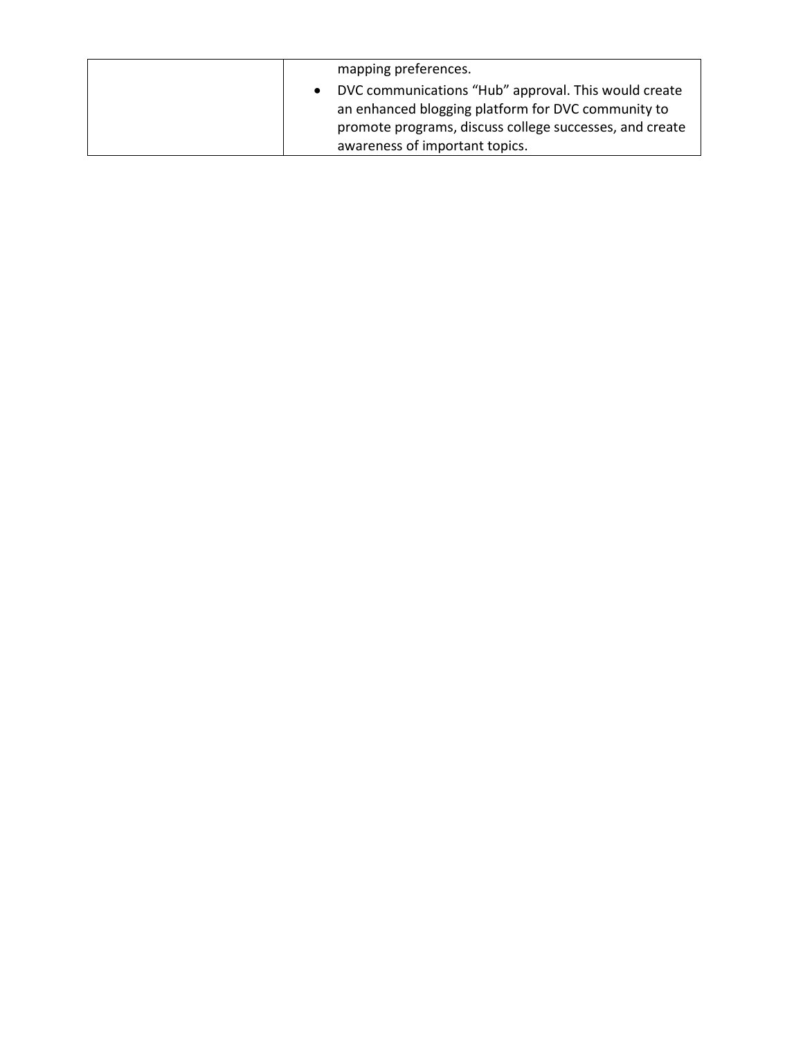| | |
|---|---|
| | mapping preferences.<br>• DVC communications "Hub" approval. This would create an enhanced blogging platform for DVC community to promote programs, discuss college successes, and create awareness of important topics. |